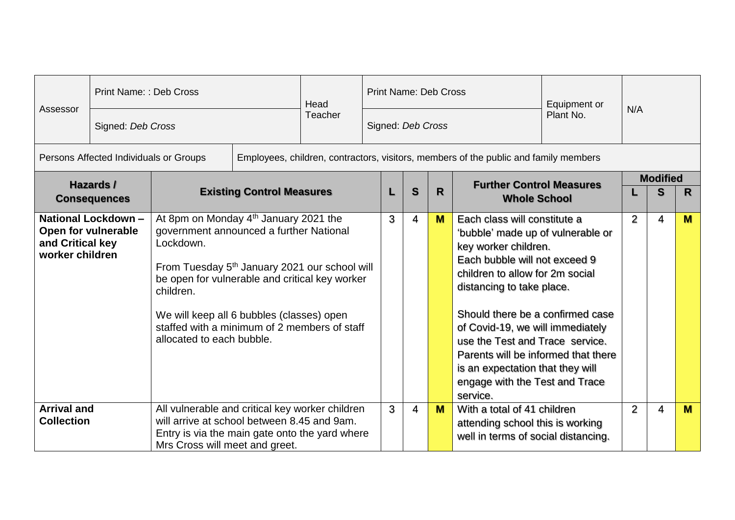| Assessor | Print Name: : Deb Cross | Head Teacher | Print Name: Deb Cross | Equipment or Plant No. | N/A |
|---|---|---|---|---|---|
| | Signed: *Deb Cross* | | Signed: *Deb Cross* | | |

| Persons Affected Individuals or Groups | Employees, children, contractors, visitors, members of the public and family members |
|---|---|

| Hazards / Consequences | Existing Control Measures | L | S | R | Further Control Measures Whole School | Modified L | Modified S | Modified R |
|---|---|---|---|---|---|---|---|---|
| **National Lockdown – Open for vulnerable and Critical key worker children** | At 8pm on Monday 4th January 2021 the government announced a further National Lockdown. From Tuesday 5th January 2021 our school will be open for vulnerable and critical key worker children. We will keep all 6 bubbles (classes) open staffed with a minimum of 2 members of staff allocated to each bubble. | 3 | 4 | **M** | Each class will constitute a 'bubble' made up of vulnerable or key worker children. Each bubble will not exceed 9 children to allow for 2m social distancing to take place. Should there be a confirmed case of Covid-19, we will immediately use the Test and Trace service. Parents will be informed that there is an expectation that they will engage with the Test and Trace service. | 2 | 4 | **M** |
| **Arrival and Collection** | All vulnerable and critical key worker children will arrive at school between 8.45 and 9am. Entry is via the main gate onto the yard where Mrs Cross will meet and greet. | 3 | 4 | **M** | With a total of 41 children attending school this is working well in terms of social distancing. | 2 | 4 | **M** |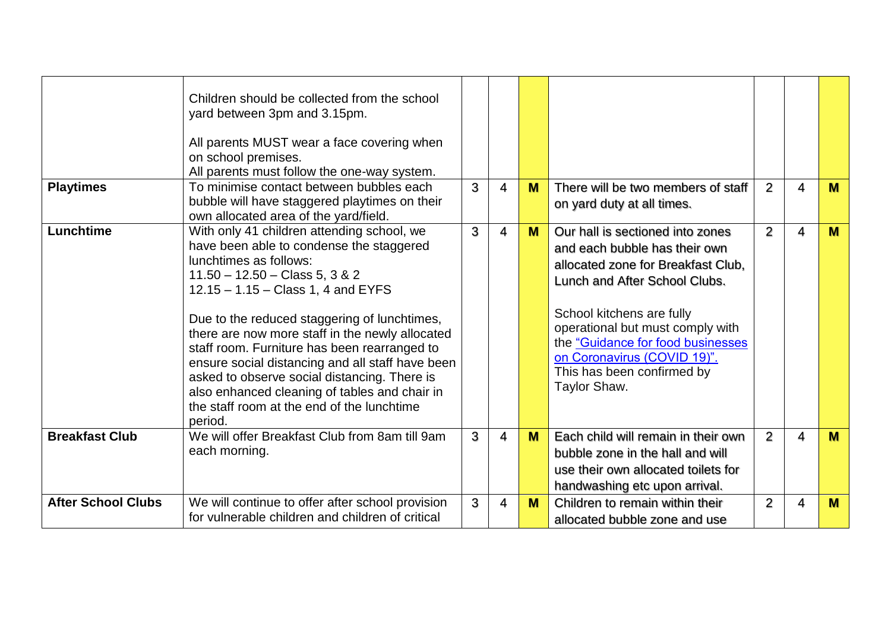| | | | | | | | | |
|---|---|---|---|---|---|---|---|---|
| | Children should be collected from the school yard between 3pm and 3.15pm.<br><br>All parents MUST wear a face covering when on school premises.<br>All parents must follow the one-way system. | | | | | | | |
| **Playtimes** | To minimise contact between bubbles each bubble will have staggered playtimes on their own allocated area of the yard/field. | 3 | 4 | **M** | There will be two members of staff on yard duty at all times. | 2 | 4 | **M** |
| **Lunchtime** | With only 41 children attending school, we have been able to condense the staggered lunchtimes as follows:<br>11.50 – 12.50 – Class 5, 3 & 2<br>12.15 – 1.15 – Class 1, 4 and EYFS<br><br>Due to the reduced staggering of lunchtimes, there are now more staff in the newly allocated staff room. Furniture has been rearranged to ensure social distancing and all staff have been asked to observe social distancing. There is also enhanced cleaning of tables and chair in the staff room at the end of the lunchtime period. | 3 | 4 | **M** | Our hall is sectioned into zones and each bubble has their own allocated zone for Breakfast Club, Lunch and After School Clubs.<br><br>School kitchens are fully operational but must comply with the "Guidance for food businesses on Coronavirus (COVID 19)". This has been confirmed by Taylor Shaw. | 2 | 4 | **M** |
| **Breakfast Club** | We will offer Breakfast Club from 8am till 9am each morning. | 3 | 4 | **M** | Each child will remain in their own bubble zone in the hall and will use their own allocated toilets for handwashing etc upon arrival. | 2 | 4 | **M** |
| **After School Clubs** | We will continue to offer after school provision for vulnerable children and children of critical | 3 | 4 | **M** | Children to remain within their allocated bubble zone and use | 2 | 4 | **M** |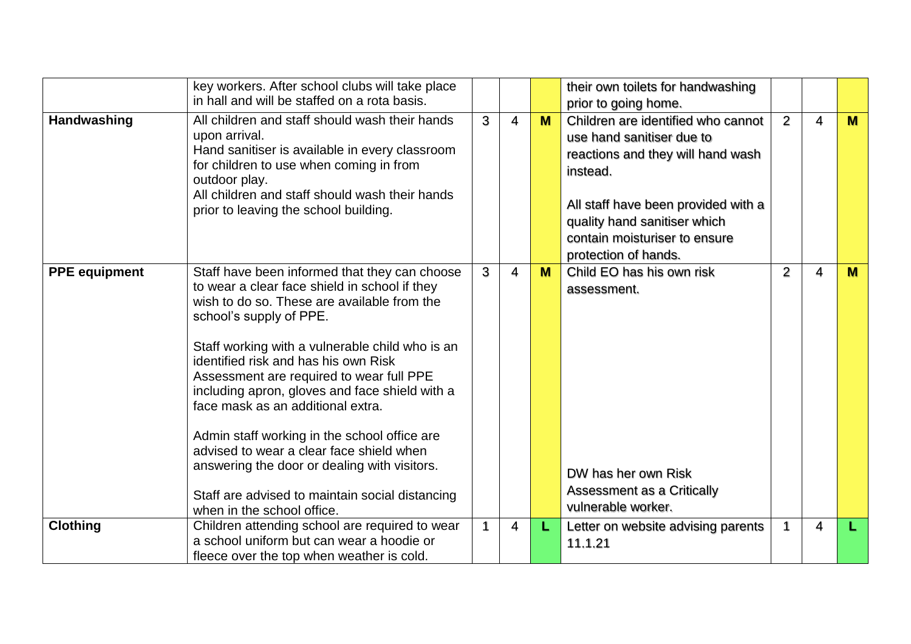| | key workers. After school clubs will take place in hall and will be staffed on a rota basis. | | | | their own toilets for handwashing prior to going home. | | | |
|---|---|---|---|---|---|---|---|---|
| **Handwashing** | All children and staff should wash their hands upon arrival.<br>Hand sanitiser is available in every classroom for children to use when coming in from outdoor play.<br>All children and staff should wash their hands prior to leaving the school building. | 3 | 4 | **M** | Children are identified who cannot use hand sanitiser due to reactions and they will hand wash instead.<br><br>All staff have been provided with a quality hand sanitiser which contain moisturiser to ensure protection of hands. | 2 | 4 | **M** |
| **PPE equipment** | Staff have been informed that they can choose to wear a clear face shield in school if they wish to do so. These are available from the school's supply of PPE.<br><br>Staff working with a vulnerable child who is an identified risk and has his own Risk Assessment are required to wear full PPE including apron, gloves and face shield with a face mask as an additional extra.<br><br>Admin staff working in the school office are advised to wear a clear face shield when answering the door or dealing with visitors.<br><br>Staff are advised to maintain social distancing when in the school office. | 3 | 4 | **M** | Child EO has his own risk assessment.<br><br>DW has her own Risk Assessment as a Critically vulnerable worker. | 2 | 4 | **M** |
| **Clothing** | Children attending school are required to wear a school uniform but can wear a hoodie or fleece over the top when weather is cold. | 1 | 4 | **L** | Letter on website advising parents 11.1.21 | 1 | 4 | **L** |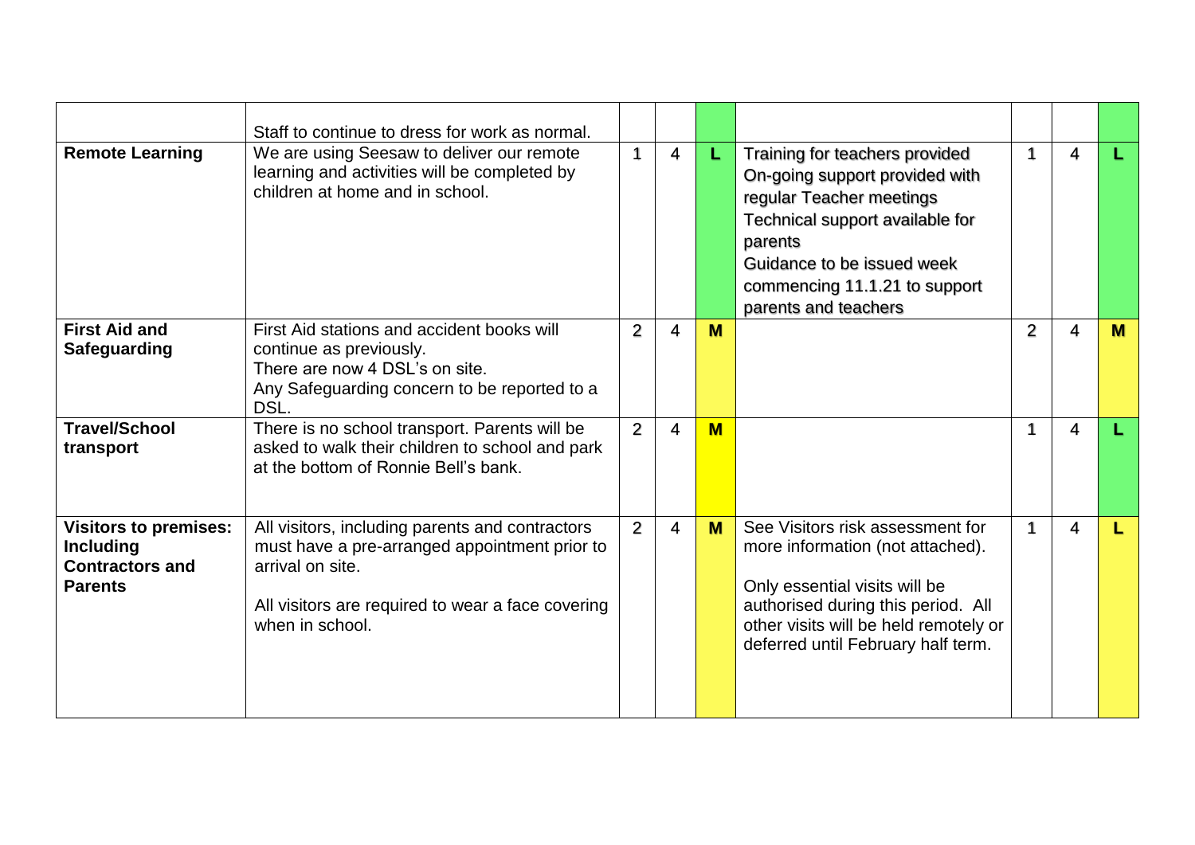| | | | | | | | | |
|---|---|---|---|---|---|---|---|---|
| | Staff to continue to dress for work as normal. | | | | | | | |
| **Remote Learning** | We are using Seesaw to deliver our remote learning and activities will be completed by children at home and in school. | 1 | 4 | **L** | Training for teachers provided<br>On-going support provided with regular Teacher meetings<br>Technical support available for parents<br>Guidance to be issued week commencing 11.1.21 to support parents and teachers | 1 | 4 | **L** |
| **First Aid and Safeguarding** | First Aid stations and accident books will continue as previously.<br>There are now 4 DSL's on site.<br>Any Safeguarding concern to be reported to a DSL. | 2 | 4 | **M** | | 2 | 4 | **M** |
| **Travel/School transport** | There is no school transport. Parents will be asked to walk their children to school and park at the bottom of Ronnie Bell's bank. | 2 | 4 | **M** | | 1 | 4 | **L** |
| **Visitors to premises: Including Contractors and Parents** | All visitors, including parents and contractors must have a pre-arranged appointment prior to arrival on site.<br><br>All visitors are required to wear a face covering when in school. | 2 | 4 | **M** | See Visitors risk assessment for more information (not attached).<br><br>Only essential visits will be authorised during this period. All other visits will be held remotely or deferred until February half term. | 1 | 4 | **L** |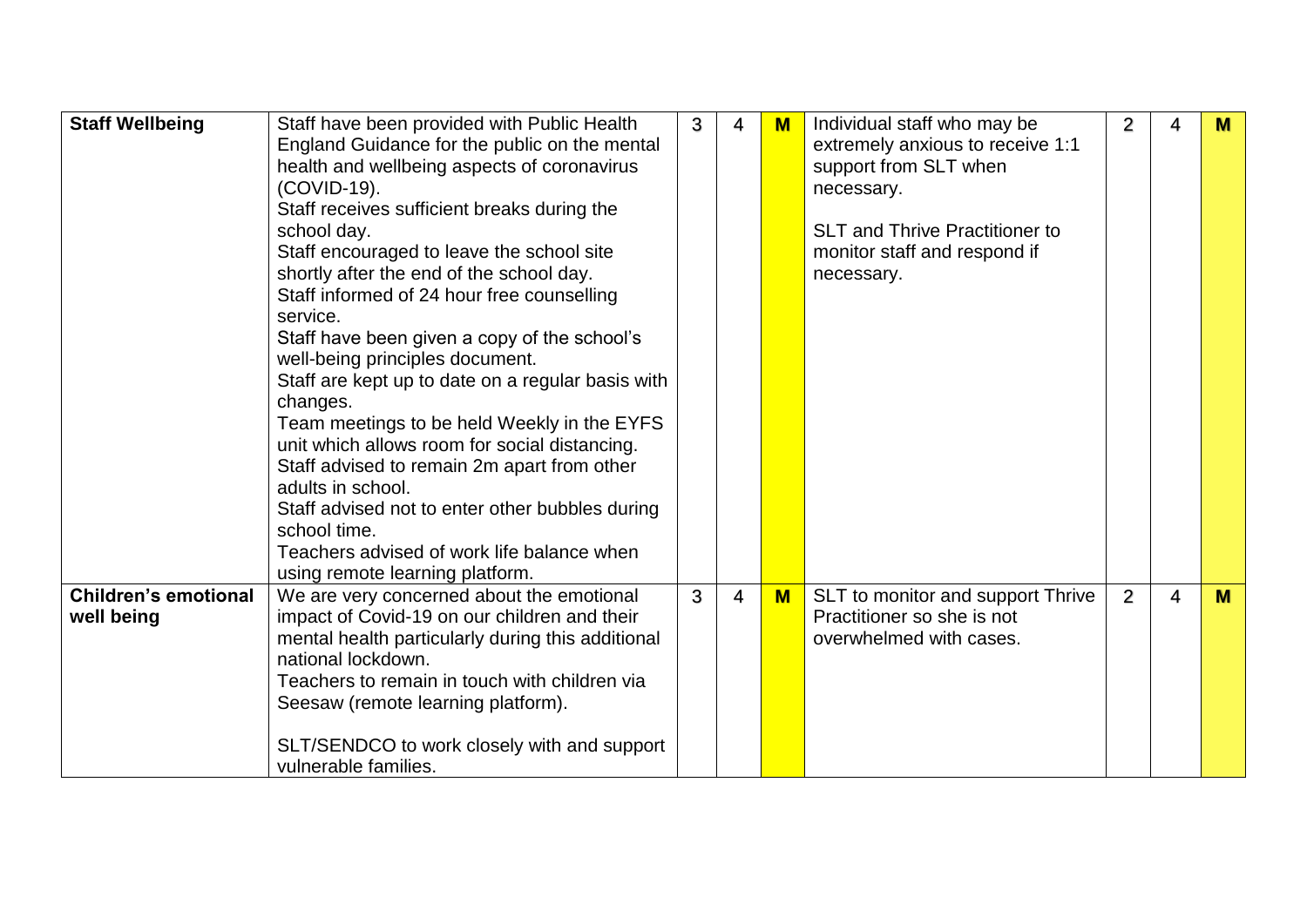| | | | | | | | | |
|---|---|---|---|---|---|---|---|---|
| **Staff Wellbeing** | Staff have been provided with Public Health England Guidance for the public on the mental health and wellbeing aspects of coronavirus (COVID-19).<br>Staff receives sufficient breaks during the school day.<br>Staff encouraged to leave the school site shortly after the end of the school day.<br>Staff informed of 24 hour free counselling service.<br>Staff have been given a copy of the school's well-being principles document.<br>Staff are kept up to date on a regular basis with changes.<br>Team meetings to be held Weekly in the EYFS unit which allows room for social distancing.<br>Staff advised to remain 2m apart from other adults in school.<br>Staff advised not to enter other bubbles during school time.<br>Teachers advised of work life balance when using remote learning platform. | 3 | 4 | **M** | Individual staff who may be extremely anxious to receive 1:1 support from SLT when necessary.<br><br>SLT and Thrive Practitioner to monitor staff and respond if necessary. | 2 | 4 | **M** |
| **Children's emotional well being** | We are very concerned about the emotional impact of Covid-19 on our children and their mental health particularly during this additional national lockdown.<br>Teachers to remain in touch with children via Seesaw (remote learning platform).<br><br>SLT/SENDCO to work closely with and support vulnerable families. | 3 | 4 | **M** | SLT to monitor and support Thrive Practitioner so she is not overwhelmed with cases. | 2 | 4 | **M** |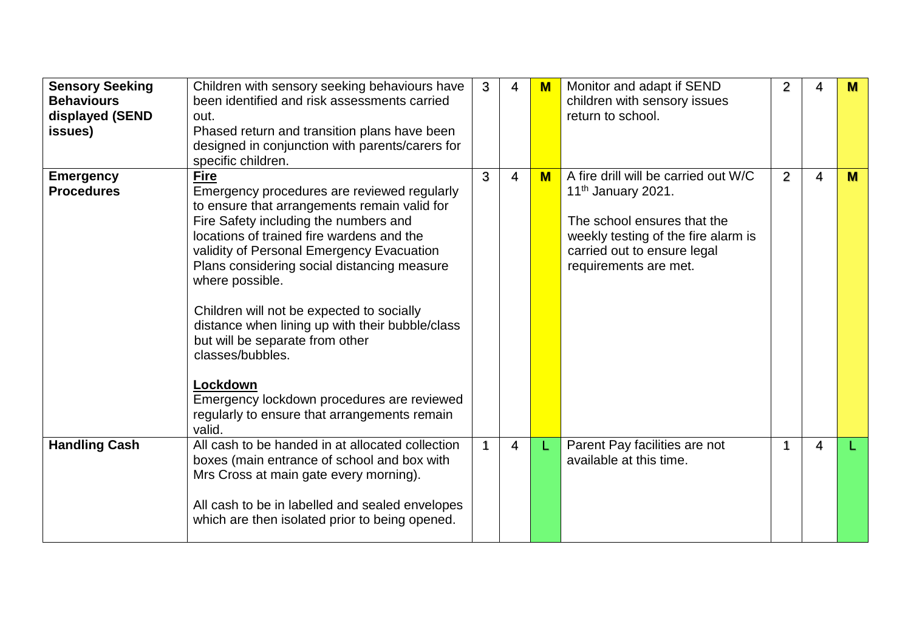| | | | | | | | | |
|---|---|---|---|---|---|---|---|---|
| **Sensory Seeking Behaviours displayed (SEND issues)** | Children with sensory seeking behaviours have been identified and risk assessments carried out.<br>Phased return and transition plans have been designed in conjunction with parents/carers for specific children. | 3 | 4 | **M** | Monitor and adapt if SEND children with sensory issues return to school. | 2 | 4 | **M** |
| **Emergency Procedures** | **Fire**<br>Emergency procedures are reviewed regularly to ensure that arrangements remain valid for Fire Safety including the numbers and locations of trained fire wardens and the validity of Personal Emergency Evacuation Plans considering social distancing measure where possible.<br><br>Children will not be expected to socially distance when lining up with their bubble/class but will be separate from other classes/bubbles.<br><br>**Lockdown**<br>Emergency lockdown procedures are reviewed regularly to ensure that arrangements remain valid. | 3 | 4 | **M** | A fire drill will be carried out W/C 11th January 2021.<br><br>The school ensures that the weekly testing of the fire alarm is carried out to ensure legal requirements are met. | 2 | 4 | **M** |
| **Handling Cash** | All cash to be handed in at allocated collection boxes (main entrance of school and box with Mrs Cross at main gate every morning).<br><br>All cash to be in labelled and sealed envelopes which are then isolated prior to being opened. | 1 | 4 | **L** | Parent Pay facilities are not available at this time. | 1 | 4 | **L** |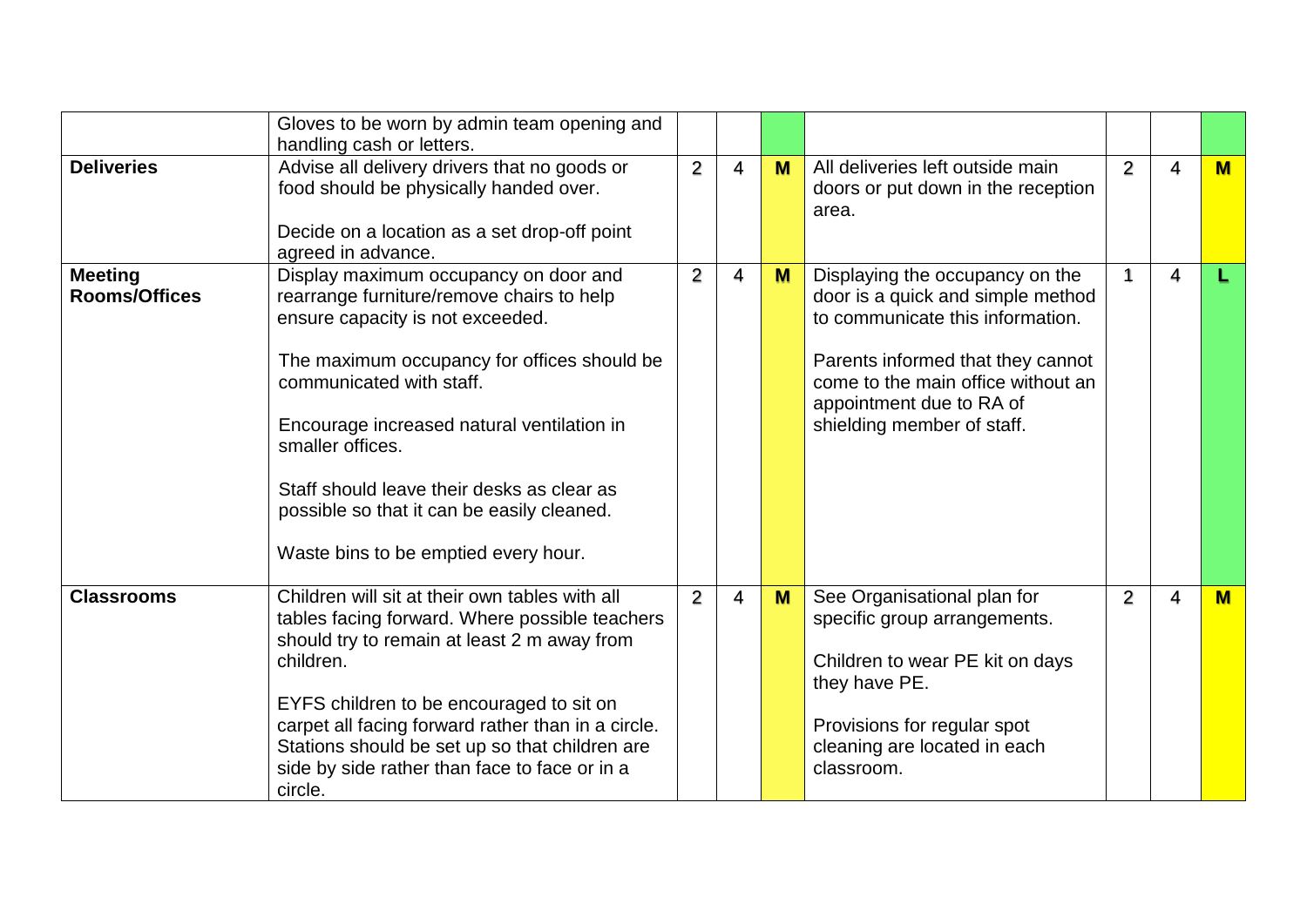| | | | | | | | | |
|---|---|---|---|---|---|---|---|---|
| | Gloves to be worn by admin team opening and handling cash or letters. | | | | | | | |
| **Deliveries** | Advise all delivery drivers that no goods or food should be physically handed over.<br><br>Decide on a location as a set drop-off point agreed in advance. | 2 | 4 | **M** | All deliveries left outside main doors or put down in the reception area. | 2 | 4 | **M** |
| **Meeting Rooms/Offices** | Display maximum occupancy on door and rearrange furniture/remove chairs to help ensure capacity is not exceeded.<br><br>The maximum occupancy for offices should be communicated with staff.<br><br>Encourage increased natural ventilation in smaller offices.<br><br>Staff should leave their desks as clear as possible so that it can be easily cleaned.<br><br>Waste bins to be emptied every hour. | 2 | 4 | **M** | Displaying the occupancy on the door is a quick and simple method to communicate this information.<br><br>Parents informed that they cannot come to the main office without an appointment due to RA of shielding member of staff. | 1 | 4 | **L** |
| **Classrooms** | Children will sit at their own tables with all tables facing forward. Where possible teachers should try to remain at least 2 m away from children.<br><br>EYFS children to be encouraged to sit on carpet all facing forward rather than in a circle. Stations should be set up so that children are side by side rather than face to face or in a circle. | 2 | 4 | **M** | See Organisational plan for specific group arrangements.<br><br>Children to wear PE kit on days they have PE.<br><br>Provisions for regular spot cleaning are located in each classroom. | 2 | 4 | **M** |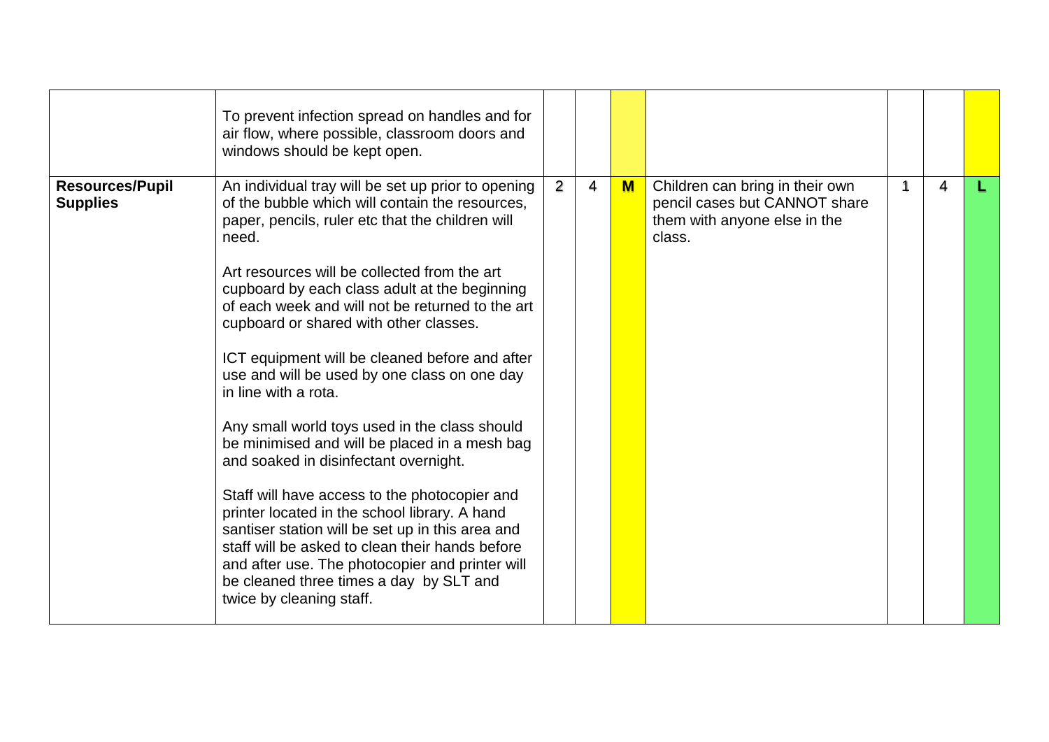| | | | | | | | | |
|---|---|---|---|---|---|---|---|---|
| | To prevent infection spread on handles and for air flow, where possible, classroom doors and windows should be kept open. | | | | | | | |
| **Resources/Pupil Supplies** | An individual tray will be set up prior to opening of the bubble which will contain the resources, paper, pencils, ruler etc that the children will need.<br><br>Art resources will be collected from the art cupboard by each class adult at the beginning of each week and will not be returned to the art cupboard or shared with other classes.<br><br>ICT equipment will be cleaned before and after use and will be used by one class on one day in line with a rota.<br><br>Any small world toys used in the class should be minimised and will be placed in a mesh bag and soaked in disinfectant overnight.<br><br>Staff will have access to the photocopier and printer located in the school library. A hand santiser station will be set up in this area and staff will be asked to clean their hands before and after use. The photocopier and printer will be cleaned three times a day by SLT and twice by cleaning staff. | 2 | 4 | **M** | Children can bring in their own pencil cases but CANNOT share them with anyone else in the class. | 1 | 4 | **L** |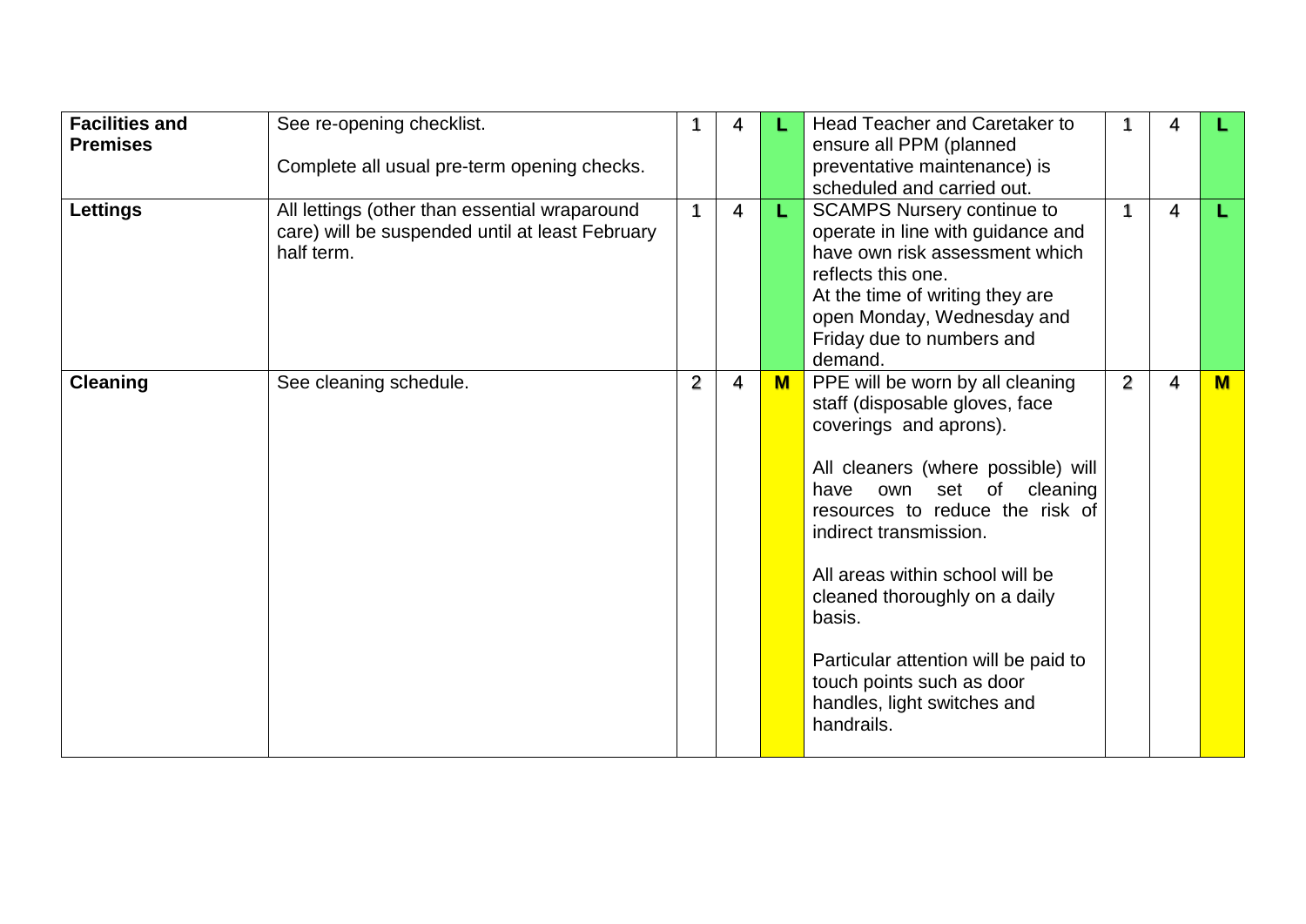| | | | | | | | | |
|---|---|---|---|---|---|---|---|---|
| **Facilities and Premises** | See re-opening checklist.<br><br>Complete all usual pre-term opening checks. | 1 | 4 | **L** | Head Teacher and Caretaker to ensure all PPM (planned preventative maintenance) is scheduled and carried out. | 1 | 4 | **L** |
| **Lettings** | All lettings (other than essential wraparound care) will be suspended until at least February half term. | 1 | 4 | **L** | SCAMPS Nursery continue to operate in line with guidance and have own risk assessment which reflects this one.<br>At the time of writing they are open Monday, Wednesday and Friday due to numbers and demand. | 1 | 4 | **L** |
| **Cleaning** | See cleaning schedule. | 2 | 4 | **M** | PPE will be worn by all cleaning staff (disposable gloves, face coverings and aprons).<br><br>All cleaners (where possible) will have own set of cleaning resources to reduce the risk of indirect transmission.<br><br>All areas within school will be cleaned thoroughly on a daily basis.<br><br>Particular attention will be paid to touch points such as door handles, light switches and handrails. | 2 | 4 | **M** |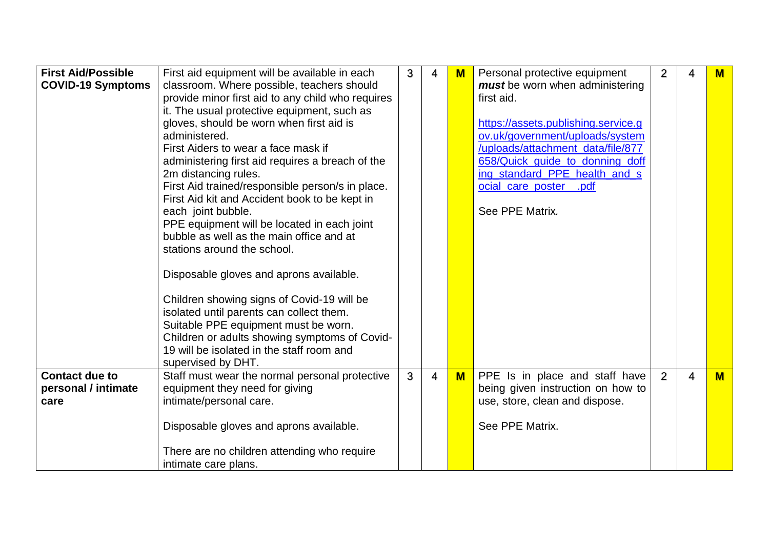| | | | | | | | | |
|---|---|---|---|---|---|---|---|---|
| **First Aid/Possible COVID-19 Symptoms** | First aid equipment will be available in each classroom. Where possible, teachers should provide minor first aid to any child who requires it. The usual protective equipment, such as gloves, should be worn when first aid is administered.<br>First Aiders to wear a face mask if administering first aid requires a breach of the 2m distancing rules.<br>First Aid trained/responsible person/s in place.<br>First Aid kit and Accident book to be kept in each joint bubble.<br>PPE equipment will be located in each joint bubble as well as the main office and at stations around the school.<br><br>Disposable gloves and aprons available.<br><br>Children showing signs of Covid-19 will be isolated until parents can collect them.<br>Suitable PPE equipment must be worn.<br>Children or adults showing symptoms of Covid-19 will be isolated in the staff room and supervised by DHT. | 3 | 4 | **M** | Personal protective equipment ***must*** be worn when administering first aid.<br><br>https://assets.publishing.service.gov.uk/government/uploads/system/uploads/attachment_data/file/877658/Quick_guide_to_donning_doffing_standard_PPE_health_and_social_care_poster__.pdf<br><br>See PPE Matrix. | 2 | 4 | **M** |
| **Contact due to personal / intimate care** | Staff must wear the normal personal protective equipment they need for giving intimate/personal care.<br><br>Disposable gloves and aprons available.<br><br>There are no children attending who require intimate care plans. | 3 | 4 | **M** | PPE Is in place and staff have being given instruction on how to use, store, clean and dispose.<br><br>See PPE Matrix. | 2 | 4 | **M** |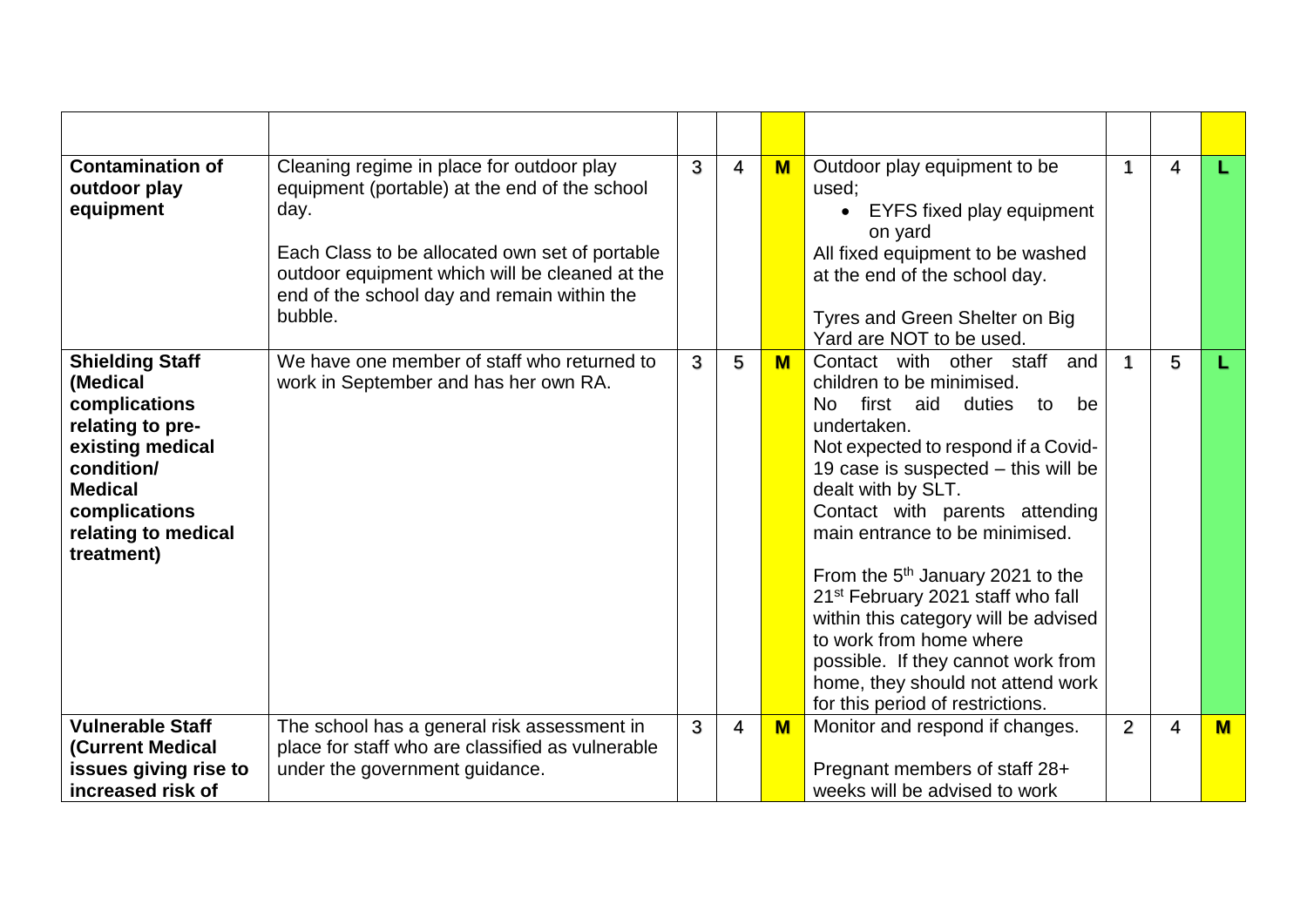| | | | | | | | | |
|---|---|---|---|---|---|---|---|---|
| **Contamination of outdoor play equipment** | Cleaning regime in place for outdoor play equipment (portable) at the end of the school day.<br><br>Each Class to be allocated own set of portable outdoor equipment which will be cleaned at the end of the school day and remain within the bubble. | 3 | 4 | **M** | Outdoor play equipment to be used;<br>• EYFS fixed play equipment on yard<br>All fixed equipment to be washed at the end of the school day.<br><br>Tyres and Green Shelter on Big Yard are NOT to be used. | 1 | 4 | **L** |
| **Shielding Staff (Medical complications relating to pre-existing medical condition/ Medical complications relating to medical treatment)** | We have one member of staff who returned to work in September and has her own RA. | 3 | 5 | **M** | Contact with other staff and children to be minimised.<br>No first aid duties to be undertaken.<br>Not expected to respond if a Covid-19 case is suspected – this will be dealt with by SLT.<br>Contact with parents attending main entrance to be minimised.<br><br>From the 5th January 2021 to the 21st February 2021 staff who fall within this category will be advised to work from home where possible. If they cannot work from home, they should not attend work for this period of restrictions. | 1 | 5 | **L** |
| **Vulnerable Staff (Current Medical issues giving rise to increased risk of** | The school has a general risk assessment in place for staff who are classified as vulnerable under the government guidance. | 3 | 4 | **M** | Monitor and respond if changes.<br><br>Pregnant members of staff 28+ weeks will be advised to work | 2 | 4 | **M** |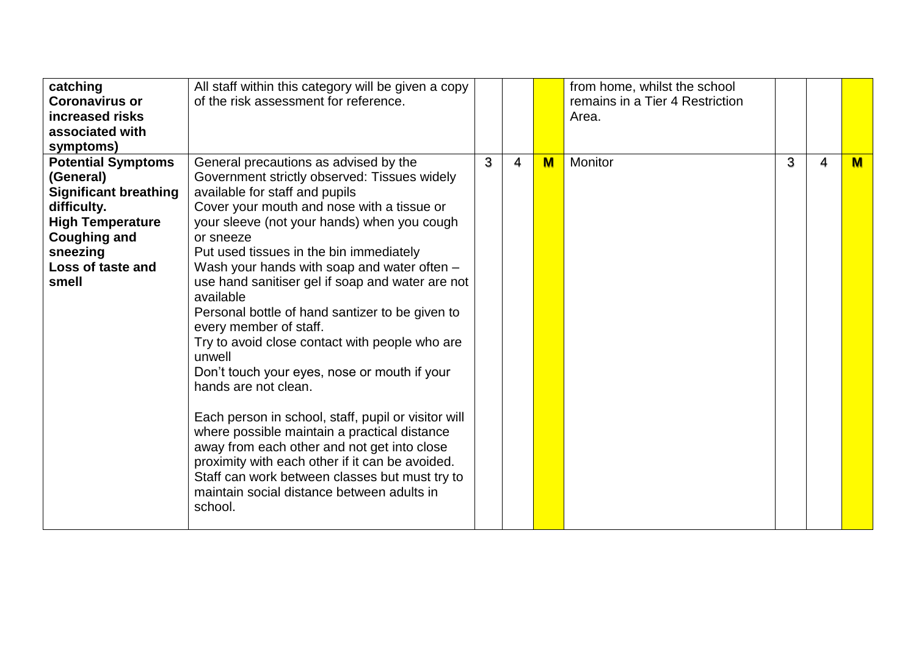| | | | | | | | | |
|---|---|---|---|---|---|---|---|---|
| **catching Coronavirus or increased risks associated with symptoms)** | All staff within this category will be given a copy of the risk assessment for reference. | | | | from home, whilst the school remains in a Tier 4 Restriction Area. | | | |
| **Potential Symptoms (General)**<br>**Significant breathing difficulty.**<br>**High Temperature**<br>**Coughing and sneezing**<br>**Loss of taste and smell** | General precautions as advised by the Government strictly observed: Tissues widely available for staff and pupils<br>Cover your mouth and nose with a tissue or your sleeve (not your hands) when you cough or sneeze<br>Put used tissues in the bin immediately<br>Wash your hands with soap and water often – use hand sanitiser gel if soap and water are not available<br>Personal bottle of hand santizer to be given to every member of staff.<br>Try to avoid close contact with people who are unwell<br>Don't touch your eyes, nose or mouth if your hands are not clean.<br><br>Each person in school, staff, pupil or visitor will where possible maintain a practical distance away from each other and not get into close proximity with each other if it can be avoided. Staff can work between classes but must try to maintain social distance between adults in school. | 3 | 4 | **M** | Monitor | 3 | 4 | **M** |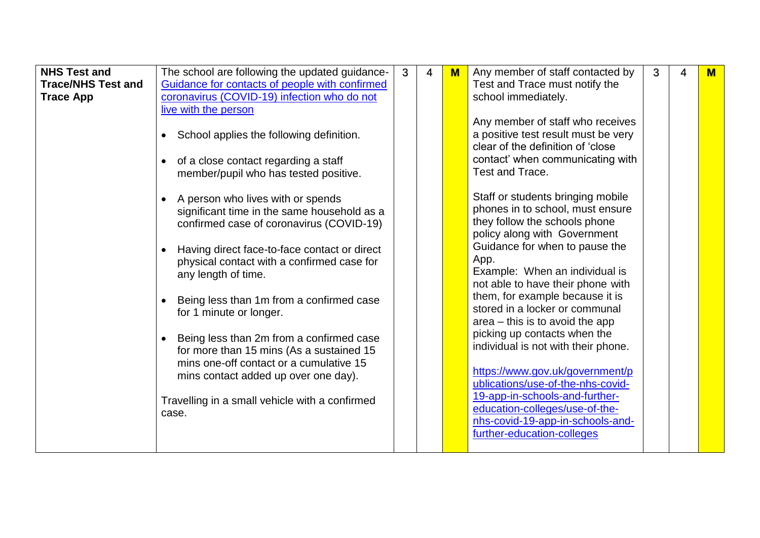| | | | | | | | | |
|---|---|---|---|---|---|---|---|---|
| **NHS Test and Trace/NHS Test and Trace App** | The school are following the updated guidance- [Guidance for contacts of people with confirmed coronavirus (COVID-19) infection who do not live with the person](#)<br><br>• School applies the following definition.<br><br>• of a close contact regarding a staff member/pupil who has tested positive.<br><br>• A person who lives with or spends significant time in the same household as a confirmed case of coronavirus (COVID-19)<br><br>• Having direct face-to-face contact or direct physical contact with a confirmed case for any length of time.<br><br>• Being less than 1m from a confirmed case for 1 minute or longer.<br><br>• Being less than 2m from a confirmed case for more than 15 mins (As a sustained 15 mins one-off contact or a cumulative 15 mins contact added up over one day).<br><br>Travelling in a small vehicle with a confirmed case. | 3 | 4 | **M** | Any member of staff contacted by Test and Trace must notify the school immediately.<br><br>Any member of staff who receives a positive test result must be very clear of the definition of 'close contact' when communicating with Test and Trace.<br><br>Staff or students bringing mobile phones in to school, must ensure they follow the schools phone policy along with Government Guidance for when to pause the App.<br>Example: When an individual is not able to have their phone with them, for example because it is stored in a locker or communal area – this is to avoid the app picking up contacts when the individual is not with their phone.<br><br>https://www.gov.uk/government/publications/use-of-the-nhs-covid-19-app-in-schools-and-further-education-colleges/use-of-the-nhs-covid-19-app-in-schools-and-further-education-colleges | 3 | 4 | **M** |